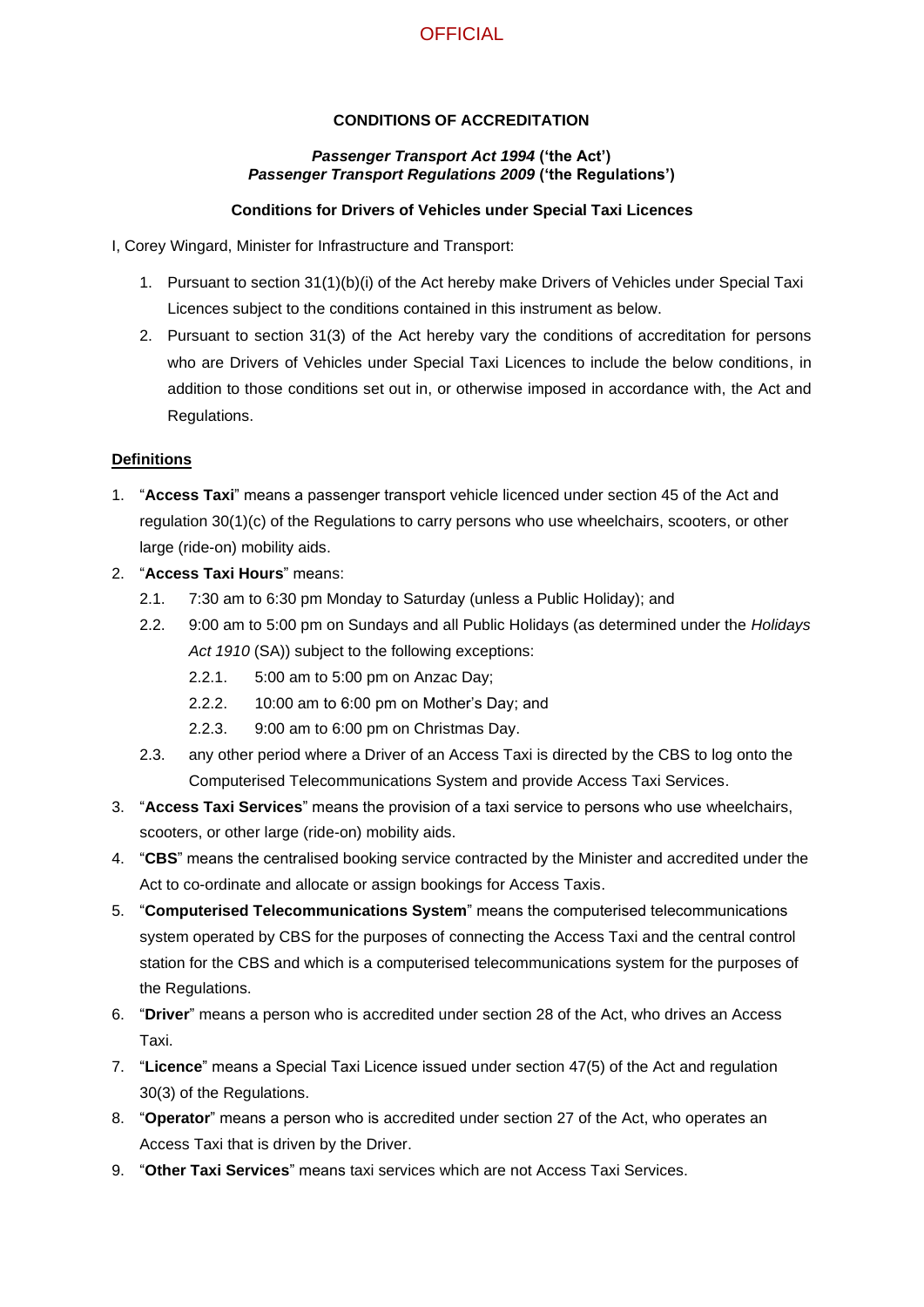OFFICIAL

**CONDITIONS OF ACCREDITATION**

***Passenger Transport Act 1994* ('the Act')**
***Passenger Transport Regulations 2009* ('the Regulations')**

**Conditions for Drivers of Vehicles under Special Taxi Licences**

I, Corey Wingard, Minister for Infrastructure and Transport:

1. Pursuant to section 31(1)(b)(i) of the Act hereby make Drivers of Vehicles under Special Taxi Licences subject to the conditions contained in this instrument as below.
2. Pursuant to section 31(3) of the Act hereby vary the conditions of accreditation for persons who are Drivers of Vehicles under Special Taxi Licences to include the below conditions, in addition to those conditions set out in, or otherwise imposed in accordance with, the Act and Regulations.

## Definitions

1. "**Access Taxi**" means a passenger transport vehicle licenced under section 45 of the Act and regulation 30(1)(c) of the Regulations to carry persons who use wheelchairs, scooters, or other large (ride-on) mobility aids.
2. "**Access Taxi Hours**" means:
   - 2.1. 7:30 am to 6:30 pm Monday to Saturday (unless a Public Holiday); and
   - 2.2. 9:00 am to 5:00 pm on Sundays and all Public Holidays (as determined under the *Holidays Act 1910* (SA)) subject to the following exceptions:
     - 2.2.1. 5:00 am to 5:00 pm on Anzac Day;
     - 2.2.2. 10:00 am to 6:00 pm on Mother's Day; and
     - 2.2.3. 9:00 am to 6:00 pm on Christmas Day.
   - 2.3. any other period where a Driver of an Access Taxi is directed by the CBS to log onto the Computerised Telecommunications System and provide Access Taxi Services.
3. "**Access Taxi Services**" means the provision of a taxi service to persons who use wheelchairs, scooters, or other large (ride-on) mobility aids.
4. "**CBS**" means the centralised booking service contracted by the Minister and accredited under the Act to co-ordinate and allocate or assign bookings for Access Taxis.
5. "**Computerised Telecommunications System**" means the computerised telecommunications system operated by CBS for the purposes of connecting the Access Taxi and the central control station for the CBS and which is a computerised telecommunications system for the purposes of the Regulations.
6. "**Driver**" means a person who is accredited under section 28 of the Act, who drives an Access Taxi.
7. "**Licence**" means a Special Taxi Licence issued under section 47(5) of the Act and regulation 30(3) of the Regulations.
8. "**Operator**" means a person who is accredited under section 27 of the Act, who operates an Access Taxi that is driven by the Driver.
9. "**Other Taxi Services**" means taxi services which are not Access Taxi Services.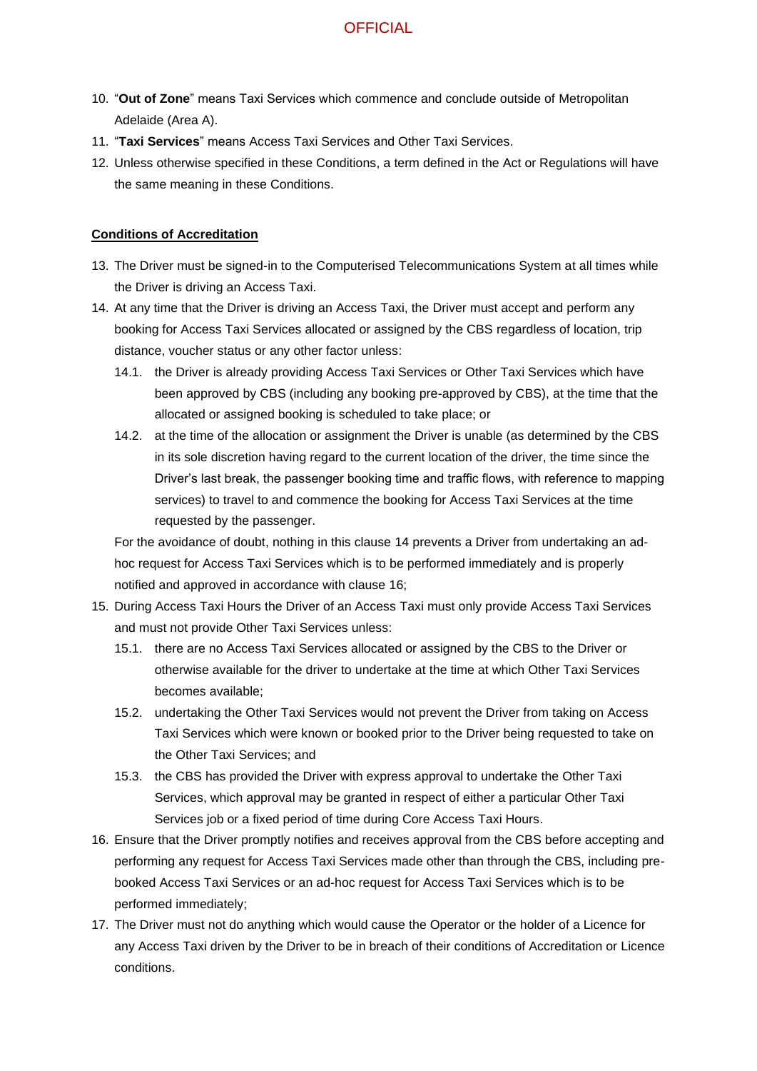10. "**Out of Zone**" means Taxi Services which commence and conclude outside of Metropolitan Adelaide (Area A).
11. "**Taxi Services**" means Access Taxi Services and Other Taxi Services.
12. Unless otherwise specified in these Conditions, a term defined in the Act or Regulations will have the same meaning in these Conditions.

**Conditions of Accreditation**

13. The Driver must be signed-in to the Computerised Telecommunications System at all times while the Driver is driving an Access Taxi.
14. At any time that the Driver is driving an Access Taxi, the Driver must accept and perform any booking for Access Taxi Services allocated or assigned by the CBS regardless of location, trip distance, voucher status or any other factor unless:
    - 14.1. the Driver is already providing Access Taxi Services or Other Taxi Services which have been approved by CBS (including any booking pre-approved by CBS), at the time that the allocated or assigned booking is scheduled to take place; or
    - 14.2. at the time of the allocation or assignment the Driver is unable (as determined by the CBS in its sole discretion having regard to the current location of the driver, the time since the Driver's last break, the passenger booking time and traffic flows, with reference to mapping services) to travel to and commence the booking for Access Taxi Services at the time requested by the passenger.

    For the avoidance of doubt, nothing in this clause 14 prevents a Driver from undertaking an ad-hoc request for Access Taxi Services which is to be performed immediately and is properly notified and approved in accordance with clause 16;
15. During Access Taxi Hours the Driver of an Access Taxi must only provide Access Taxi Services and must not provide Other Taxi Services unless:
    - 15.1. there are no Access Taxi Services allocated or assigned by the CBS to the Driver or otherwise available for the driver to undertake at the time at which Other Taxi Services becomes available;
    - 15.2. undertaking the Other Taxi Services would not prevent the Driver from taking on Access Taxi Services which were known or booked prior to the Driver being requested to take on the Other Taxi Services; and
    - 15.3. the CBS has provided the Driver with express approval to undertake the Other Taxi Services, which approval may be granted in respect of either a particular Other Taxi Services job or a fixed period of time during Core Access Taxi Hours.
16. Ensure that the Driver promptly notifies and receives approval from the CBS before accepting and performing any request for Access Taxi Services made other than through the CBS, including pre-booked Access Taxi Services or an ad-hoc request for Access Taxi Services which is to be performed immediately;
17. The Driver must not do anything which would cause the Operator or the holder of a Licence for any Access Taxi driven by the Driver to be in breach of their conditions of Accreditation or Licence conditions.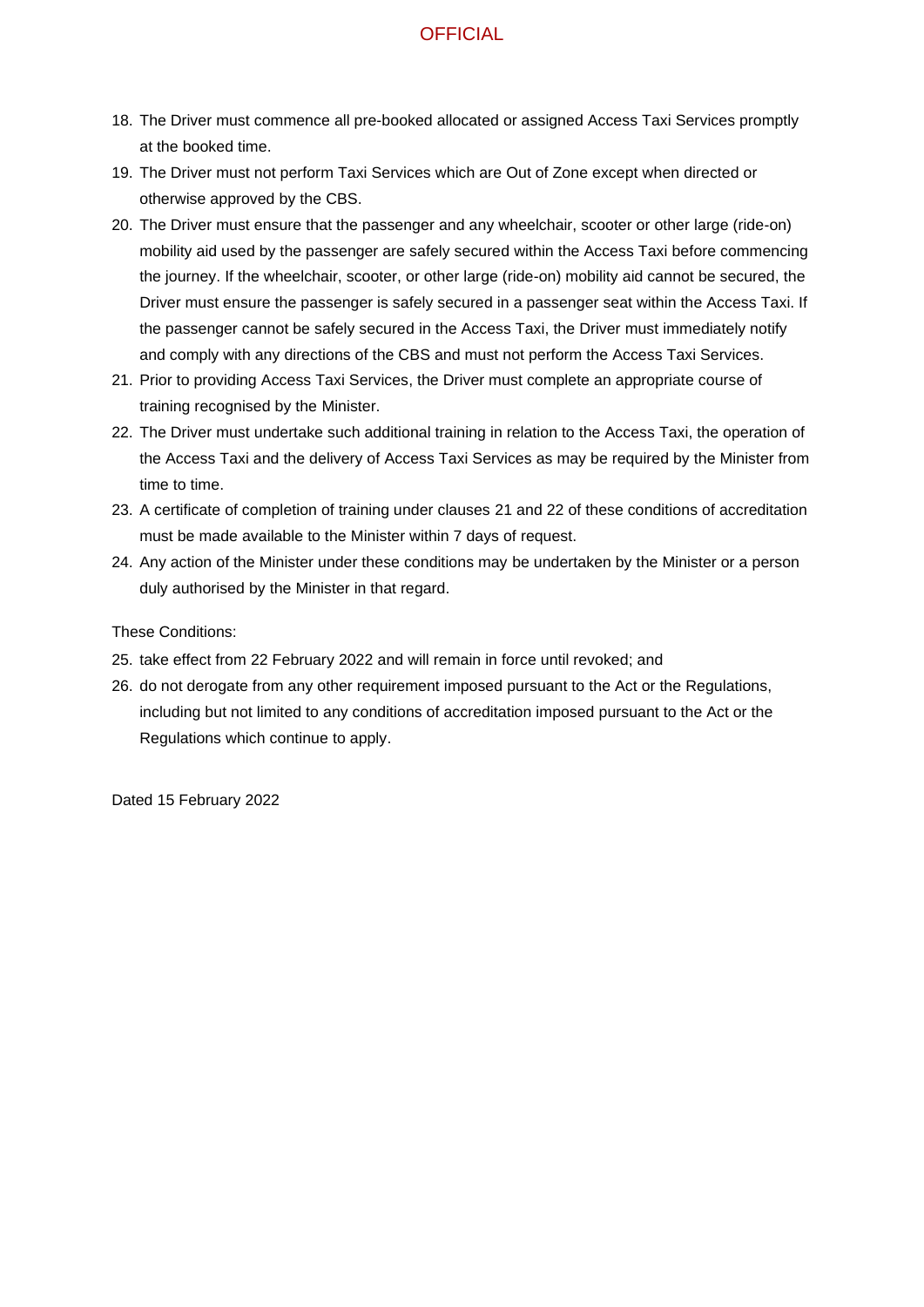18. The Driver must commence all pre-booked allocated or assigned Access Taxi Services promptly at the booked time.
19. The Driver must not perform Taxi Services which are Out of Zone except when directed or otherwise approved by the CBS.
20. The Driver must ensure that the passenger and any wheelchair, scooter or other large (ride-on) mobility aid used by the passenger are safely secured within the Access Taxi before commencing the journey. If the wheelchair, scooter, or other large (ride-on) mobility aid cannot be secured, the Driver must ensure the passenger is safely secured in a passenger seat within the Access Taxi. If the passenger cannot be safely secured in the Access Taxi, the Driver must immediately notify and comply with any directions of the CBS and must not perform the Access Taxi Services.
21. Prior to providing Access Taxi Services, the Driver must complete an appropriate course of training recognised by the Minister.
22. The Driver must undertake such additional training in relation to the Access Taxi, the operation of the Access Taxi and the delivery of Access Taxi Services as may be required by the Minister from time to time.
23. A certificate of completion of training under clauses 21 and 22 of these conditions of accreditation must be made available to the Minister within 7 days of request.
24. Any action of the Minister under these conditions may be undertaken by the Minister or a person duly authorised by the Minister in that regard.

These Conditions:

25. take effect from 22 February 2022 and will remain in force until revoked; and
26. do not derogate from any other requirement imposed pursuant to the Act or the Regulations, including but not limited to any conditions of accreditation imposed pursuant to the Act or the Regulations which continue to apply.

Dated 15 February 2022